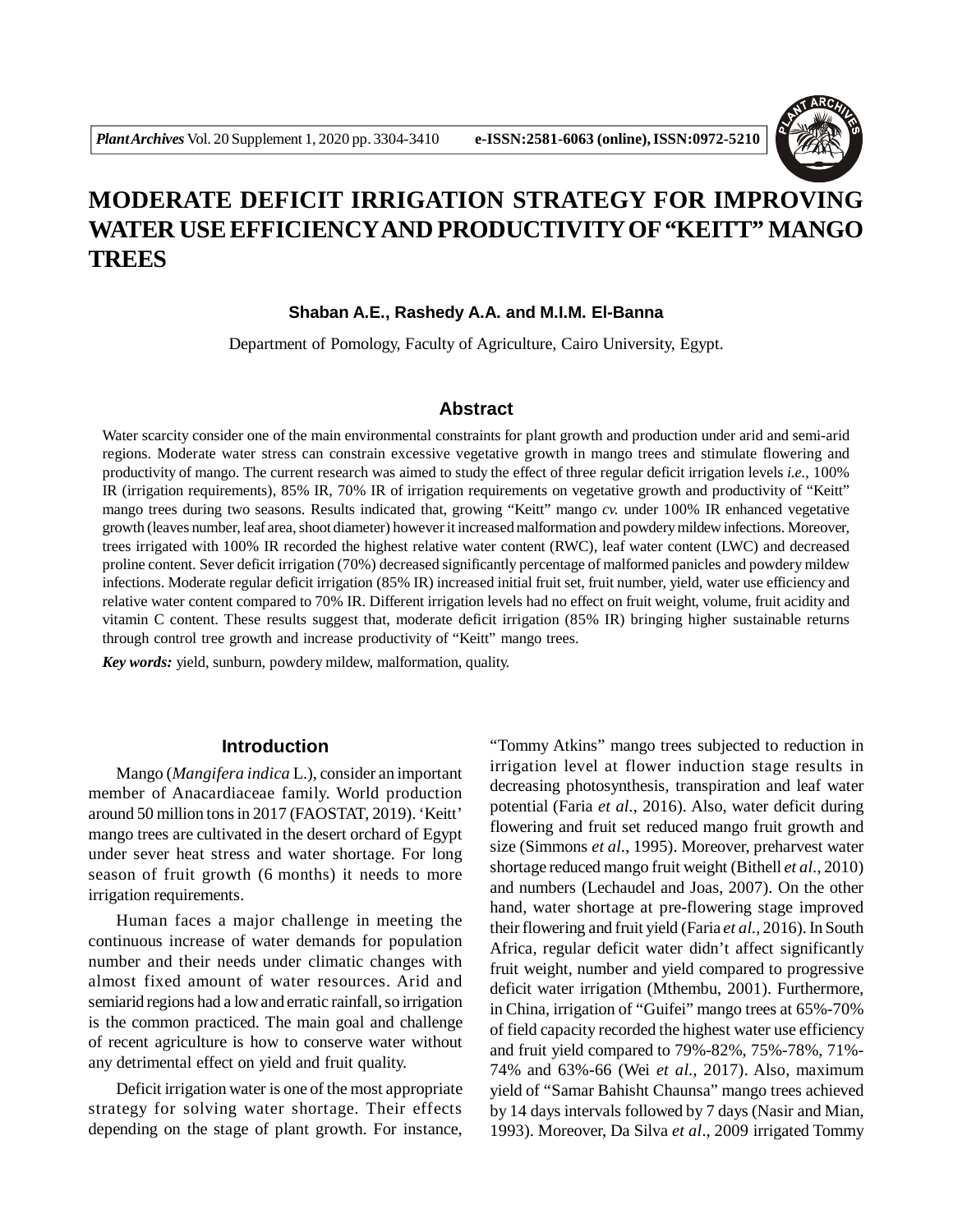# MODERATE DEFICIT IRRIGATION STRATEGY FOR IMPROVING WATER USE EFFICIENCY AND PRODUCTIVITY OF "KEITT" MANGO TREES

**Shaban A.E., Rashedy A.A. and M.I.M. El-Banna**

Department of Pomology, Faculty of Agriculture, Cairo University, Egypt.

## Abstract

Water scarcity consider one of the main environmental constraints for plant growth and production under arid and semi-arid regions. Moderate water stress can constrain excessive vegetative growth in mango trees and stimulate flowering and productivity of mango. The current research was aimed to study the effect of three regular deficit irrigation levels *i.e.,* 100% IR (irrigation requirements), 85% IR, 70% IR of irrigation requirements on vegetative growth and productivity of "Keitt" mango trees during two seasons. Results indicated that, growing "Keitt" mango *cv.* under 100% IR enhanced vegetative growth (leaves number, leaf area, shoot diameter) however it increased malformation and powdery mildew infections. Moreover, trees irrigated with 100% IR recorded the highest relative water content (RWC), leaf water content (LWC) and decreased proline content. Sever deficit irrigation (70%) decreased significantly percentage of malformed panicles and powdery mildew infections. Moderate regular deficit irrigation (85% IR) increased initial fruit set, fruit number, yield, water use efficiency and relative water content compared to 70% IR. Different irrigation levels had no effect on fruit weight, volume, fruit acidity and vitamin C content. These results suggest that, moderate deficit irrigation (85% IR) bringing higher sustainable returns through control tree growth and increase productivity of "Keitt" mango trees.

***Key words:*** yield, sunburn, powdery mildew, malformation, quality.

## Introduction

Mango (*Mangifera indica* L.), consider an important member of Anacardiaceae family. World production around 50 million tons in 2017 (FAOSTAT, 2019). 'Keitt' mango trees are cultivated in the desert orchard of Egypt under sever heat stress and water shortage. For long season of fruit growth (6 months) it needs to more irrigation requirements.

Human faces a major challenge in meeting the continuous increase of water demands for population number and their needs under climatic changes with almost fixed amount of water resources. Arid and semiarid regions had a low and erratic rainfall, so irrigation is the common practiced. The main goal and challenge of recent agriculture is how to conserve water without any detrimental effect on yield and fruit quality.

Deficit irrigation water is one of the most appropriate strategy for solving water shortage. Their effects depending on the stage of plant growth. For instance, "Tommy Atkins" mango trees subjected to reduction in irrigation level at flower induction stage results in decreasing photosynthesis, transpiration and leaf water potential (Faria *et al*., 2016). Also, water deficit during flowering and fruit set reduced mango fruit growth and size (Simmons *et al*., 1995). Moreover, preharvest water shortage reduced mango fruit weight (Bithell *et al*., 2010) and numbers (Lechaudel and Joas, 2007). On the other hand, water shortage at pre-flowering stage improved their flowering and fruit yield (Faria *et al*., 2016). In South Africa, regular deficit water didn't affect significantly fruit weight, number and yield compared to progressive deficit water irrigation (Mthembu, 2001). Furthermore, in China, irrigation of "Guifei" mango trees at 65%-70% of field capacity recorded the highest water use efficiency and fruit yield compared to 79%-82%, 75%-78%, 71%-74% and 63%-66 (Wei *et al.,* 2017). Also, maximum yield of "Samar Bahisht Chaunsa" mango trees achieved by 14 days intervals followed by 7 days (Nasir and Mian, 1993). Moreover, Da Silva *et al*., 2009 irrigated Tommy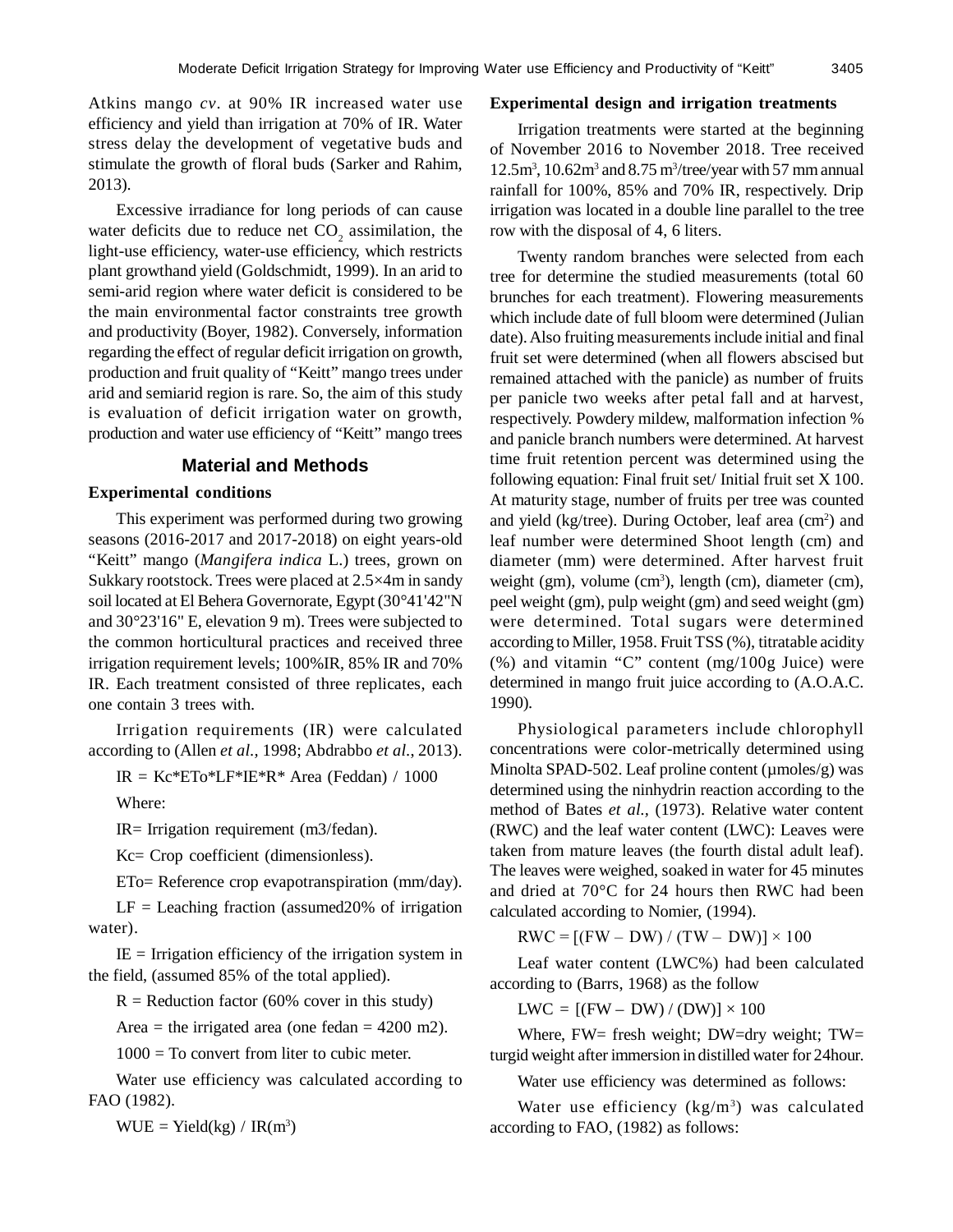Atkins mango *cv*. at 90% IR increased water use efficiency and yield than irrigation at 70% of IR. Water stress delay the development of vegetative buds and stimulate the growth of floral buds (Sarker and Rahim, 2013).

Excessive irradiance for long periods of can cause water deficits due to reduce net $CO_2$ assimilation, the light-use efficiency, water-use efficiency, which restricts plant growthand yield (Goldschmidt, 1999). In an arid to semi-arid region where water deficit is considered to be the main environmental factor constraints tree growth and productivity (Boyer, 1982). Conversely, information regarding the effect of regular deficit irrigation on growth, production and fruit quality of "Keitt" mango trees under arid and semiarid region is rare. So, the aim of this study is evaluation of deficit irrigation water on growth, production and water use efficiency of "Keitt" mango trees

## Material and Methods

### Experimental conditions

This experiment was performed during two growing seasons (2016-2017 and 2017-2018) on eight years-old "Keitt" mango (*Mangifera indica* L.) trees, grown on Sukkary rootstock. Trees were placed at 2.5×4m in sandy soil located at El Behera Governorate, Egypt (30°41'42"N and 30°23'16" E, elevation 9 m). Trees were subjected to the common horticultural practices and received three irrigation requirement levels; 100%IR, 85% IR and 70% IR. Each treatment consisted of three replicates, each one contain 3 trees with.

Irrigation requirements (IR) were calculated according to (Allen *et al.,* 1998; Abdrabbo *et al.,* 2013).

$$IR = Kc*ETo*LF*IE*R* \text{Area (Feddan)} / 1000$$

Where:

IR= Irrigation requirement (m3/fedan).

Kc= Crop coefficient (dimensionless).

ETo= Reference crop evapotranspiration (mm/day).

LF = Leaching fraction (assumed20% of irrigation water).

IE = Irrigation efficiency of the irrigation system in the field, (assumed 85% of the total applied).

R = Reduction factor (60% cover in this study)

Area = the irrigated area (one fedan = 4200 m2).

1000 = To convert from liter to cubic meter.

Water use efficiency was calculated according to FAO (1982).

$$WUE = \text{Yield(kg)} / \text{IR}(m^3)$$

### Experimental design and irrigation treatments

Irrigation treatments were started at the beginning of November 2016 to November 2018. Tree received 12.5$m^3$, 10.62$m^3$ and 8.75 $m^3$/tree/year with 57 mm annual rainfall for 100%, 85% and 70% IR, respectively. Drip irrigation was located in a double line parallel to the tree row with the disposal of 4, 6 liters.

Twenty random branches were selected from each tree for determine the studied measurements (total 60 brunches for each treatment). Flowering measurements which include date of full bloom were determined (Julian date). Also fruiting measurements include initial and final fruit set were determined (when all flowers abscised but remained attached with the panicle) as number of fruits per panicle two weeks after petal fall and at harvest, respectively. Powdery mildew, malformation infection % and panicle branch numbers were determined. At harvest time fruit retention percent was determined using the following equation: Final fruit set/ Initial fruit set X 100. At maturity stage, number of fruits per tree was counted and yield (kg/tree). During October, leaf area ($cm^2$) and leaf number were determined Shoot length (cm) and diameter (mm) were determined. After harvest fruit weight (gm), volume ($cm^3$), length (cm), diameter (cm), peel weight (gm), pulp weight (gm) and seed weight (gm) were determined. Total sugars were determined according to Miller, 1958. Fruit TSS (%), titratable acidity (%) and vitamin "C" content (mg/100g Juice) were determined in mango fruit juice according to (A.O.A.C. 1990).

Physiological parameters include chlorophyll concentrations were color-metrically determined using Minolta SPAD-502. Leaf proline content (µmoles/g) was determined using the ninhydrin reaction according to the method of Bates *et al.,* (1973). Relative water content (RWC) and the leaf water content (LWC): Leaves were taken from mature leaves (the fourth distal adult leaf). The leaves were weighed, soaked in water for 45 minutes and dried at 70°C for 24 hours then RWC had been calculated according to Nomier, (1994).

$$RWC = [(FW - DW) / (TW - DW)] \times 100$$

Leaf water content (LWC%) had been calculated according to (Barrs, 1968) as the follow

$$LWC = [(FW - DW) / (DW)] \times 100$$

Where, FW= fresh weight; DW=dry weight; TW= turgid weight after immersion in distilled water for 24hour.

Water use efficiency was determined as follows:

Water use efficiency (kg/$m^3$) was calculated according to FAO, (1982) as follows: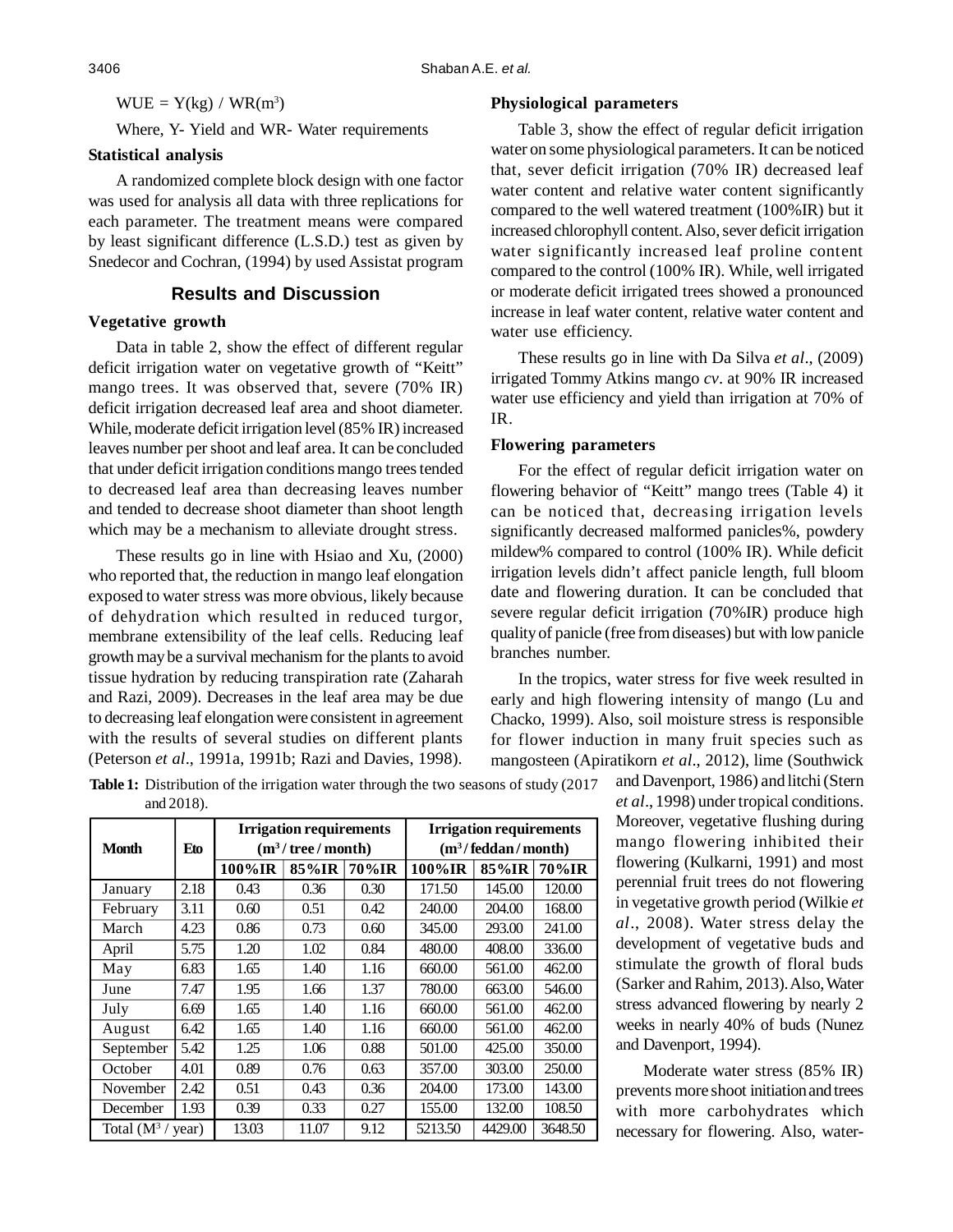$$WUE = Y(kg) / WR(m^3)$$

Where, Y- Yield and WR- Water requirements

### Statistical analysis

A randomized complete block design with one factor was used for analysis all data with three replications for each parameter. The treatment means were compared by least significant difference (L.S.D.) test as given by Snedecor and Cochran, (1994) by used Assistat program

## Results and Discussion

### Vegetative growth

Data in table 2, show the effect of different regular deficit irrigation water on vegetative growth of "Keitt" mango trees. It was observed that, severe (70% IR) deficit irrigation decreased leaf area and shoot diameter. While, moderate deficit irrigation level (85% IR) increased leaves number per shoot and leaf area. It can be concluded that under deficit irrigation conditions mango trees tended to decreased leaf area than decreasing leaves number and tended to decrease shoot diameter than shoot length which may be a mechanism to alleviate drought stress.

These results go in line with Hsiao and Xu, (2000) who reported that, the reduction in mango leaf elongation exposed to water stress was more obvious, likely because of dehydration which resulted in reduced turgor, membrane extensibility of the leaf cells. Reducing leaf growth may be a survival mechanism for the plants to avoid tissue hydration by reducing transpiration rate (Zaharah and Razi, 2009). Decreases in the leaf area may be due to decreasing leaf elongation were consistent in agreement with the results of several studies on different plants (Peterson *et al*., 1991a, 1991b; Razi and Davies, 1998).

**Table 1:** Distribution of the irrigation water through the two seasons of study (2017 and 2018).

| Month | Eto | Irrigation requirements ($m^3$ / tree / month) | | | Irrigation requirements ($m^3$ / feddan / month) | | |
|---|---|---|---|---|---|---|---|
| | | 100%IR | 85%IR | 70%IR | 100%IR | 85%IR | 70%IR |
| January | 2.18 | 0.43 | 0.36 | 0.30 | 171.50 | 145.00 | 120.00 |
| February | 3.11 | 0.60 | 0.51 | 0.42 | 240.00 | 204.00 | 168.00 |
| March | 4.23 | 0.86 | 0.73 | 0.60 | 345.00 | 293.00 | 241.00 |
| April | 5.75 | 1.20 | 1.02 | 0.84 | 480.00 | 408.00 | 336.00 |
| May | 6.83 | 1.65 | 1.40 | 1.16 | 660.00 | 561.00 | 462.00 |
| June | 7.47 | 1.95 | 1.66 | 1.37 | 780.00 | 663.00 | 546.00 |
| July | 6.69 | 1.65 | 1.40 | 1.16 | 660.00 | 561.00 | 462.00 |
| August | 6.42 | 1.65 | 1.40 | 1.16 | 660.00 | 561.00 | 462.00 |
| September | 5.42 | 1.25 | 1.06 | 0.88 | 501.00 | 425.00 | 350.00 |
| October | 4.01 | 0.89 | 0.76 | 0.63 | 357.00 | 303.00 | 250.00 |
| November | 2.42 | 0.51 | 0.43 | 0.36 | 204.00 | 173.00 | 143.00 |
| December | 1.93 | 0.39 | 0.33 | 0.27 | 155.00 | 132.00 | 108.50 |
| Total ($M^3$ / year) | | 13.03 | 11.07 | 9.12 | 5213.50 | 4429.00 | 3648.50 |

### Physiological parameters

Table 3, show the effect of regular deficit irrigation water on some physiological parameters. It can be noticed that, sever deficit irrigation (70% IR) decreased leaf water content and relative water content significantly compared to the well watered treatment (100%IR) but it increased chlorophyll content. Also, sever deficit irrigation water significantly increased leaf proline content compared to the control (100% IR). While, well irrigated or moderate deficit irrigated trees showed a pronounced increase in leaf water content, relative water content and water use efficiency.

These results go in line with Da Silva *et al*., (2009) irrigated Tommy Atkins mango *cv*. at 90% IR increased water use efficiency and yield than irrigation at 70% of IR.

### Flowering parameters

For the effect of regular deficit irrigation water on flowering behavior of "Keitt" mango trees (Table 4) it can be noticed that, decreasing irrigation levels significantly decreased malformed panicles%, powdery mildew% compared to control (100% IR). While deficit irrigation levels didn't affect panicle length, full bloom date and flowering duration. It can be concluded that severe regular deficit irrigation (70%IR) produce high quality of panicle (free from diseases) but with low panicle branches number.

In the tropics, water stress for five week resulted in early and high flowering intensity of mango (Lu and Chacko, 1999). Also, soil moisture stress is responsible for flower induction in many fruit species such as mangosteen (Apiratikorn *et al*., 2012), lime (Southwick and Davenport, 1986) and litchi (Stern *et al*., 1998) under tropical conditions. Moreover, vegetative flushing during mango flowering inhibited their flowering (Kulkarni, 1991) and most perennial fruit trees do not flowering in vegetative growth period (Wilkie *et al*., 2008). Water stress delay the development of vegetative buds and stimulate the growth of floral buds (Sarker and Rahim, 2013). Also, Water stress advanced flowering by nearly 2 weeks in nearly 40% of buds (Nunez and Davenport, 1994).

Moderate water stress (85% IR) prevents more shoot initiation and trees with more carbohydrates which necessary for flowering. Also, water-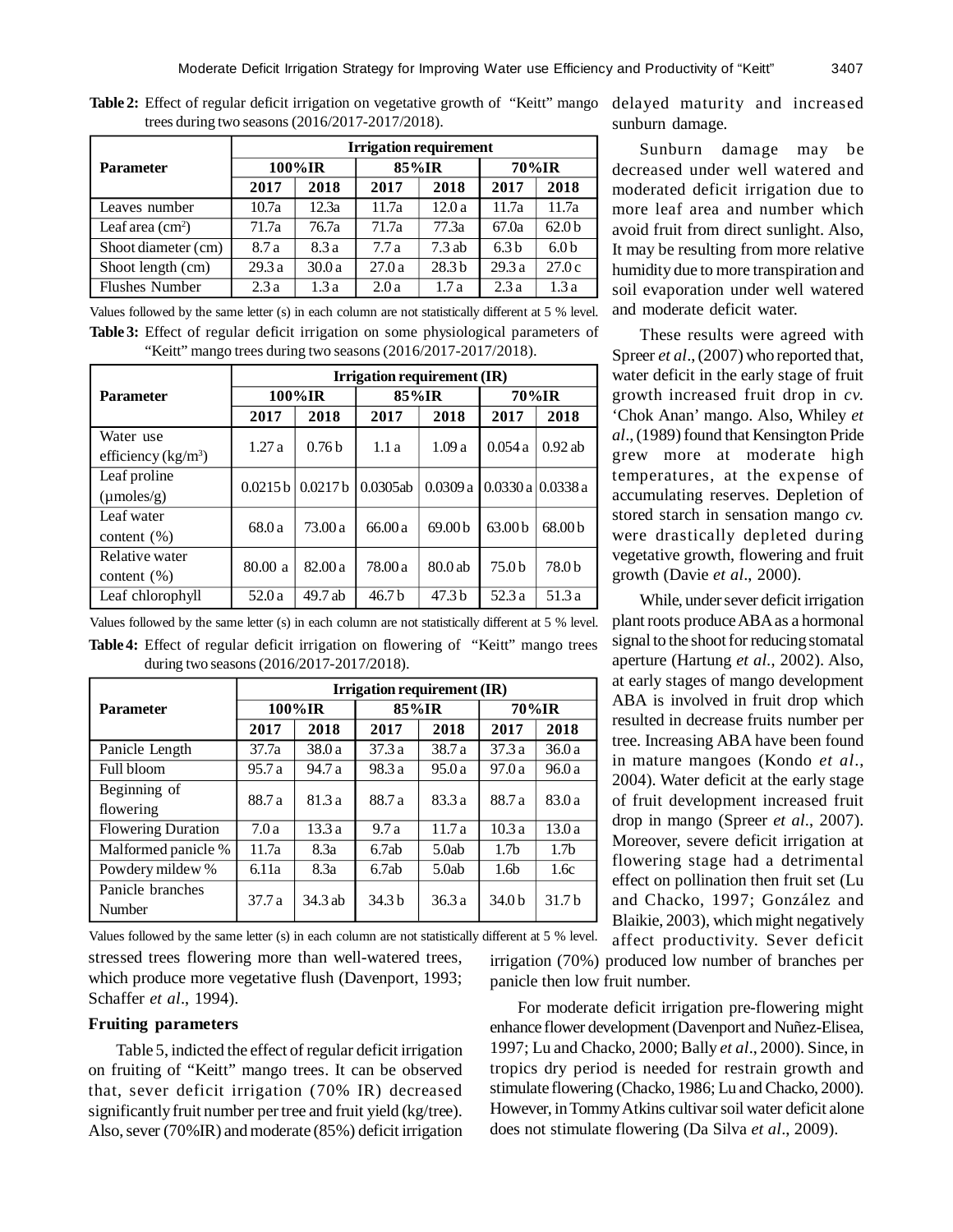**Table 2:** Effect of regular deficit irrigation on vegetative growth of "Keitt" mango trees during two seasons (2016/2017-2017/2018).

| Parameter | Irrigation requirement | | | | | |
|---|---|---|---|---|---|---|
| | 100%IR | | 85%IR | | 70%IR | |
| | 2017 | 2018 | 2017 | 2018 | 2017 | 2018 |
| Leaves number | 10.7a | 12.3a | 11.7a | 12.0 a | 11.7a | 11.7a |
| Leaf area (cm$^2$) | 71.7a | 76.7a | 71.7a | 77.3a | 67.0a | 62.0 b |
| Shoot diameter (cm) | 8.7 a | 8.3 a | 7.7 a | 7.3 ab | 6.3 b | 6.0 b |
| Shoot length (cm) | 29.3 a | 30.0 a | 27.0 a | 28.3 b | 29.3 a | 27.0 c |
| Flushes Number | 2.3 a | 1.3 a | 2.0 a | 1.7 a | 2.3 a | 1.3 a |

Values followed by the same letter (s) in each column are not statistically different at 5 % level.

**Table 3:** Effect of regular deficit irrigation on some physiological parameters of "Keitt" mango trees during two seasons (2016/2017-2017/2018).

| Parameter | Irrigation requirement (IR) | | | | | |
|---|---|---|---|---|---|---|
| | 100%IR | | 85%IR | | 70%IR | |
| | 2017 | 2018 | 2017 | 2018 | 2017 | 2018 |
| Water use efficiency (kg/m$^3$) | 1.27 a | 0.76 b | 1.1 a | 1.09 a | 0.054 a | 0.92 ab |
| Leaf proline (µmoles/g) | 0.0215 b | 0.0217 b | 0.0305ab | 0.0309 a | 0.0330 a | 0.0338 a |
| Leaf water content (%) | 68.0 a | 73.00 a | 66.00 a | 69.00 b | 63.00 b | 68.00 b |
| Relative water content (%) | 80.00 a | 82.00 a | 78.00 a | 80.0 ab | 75.0 b | 78.0 b |
| Leaf chlorophyll | 52.0 a | 49.7 ab | 46.7 b | 47.3 b | 52.3 a | 51.3 a |

Values followed by the same letter (s) in each column are not statistically different at 5 % level.

**Table 4:** Effect of regular deficit irrigation on flowering of "Keitt" mango trees during two seasons (2016/2017-2017/2018).

| Parameter | Irrigation requirement (IR) | | | | | |
|---|---|---|---|---|---|---|
| | 100%IR | | 85%IR | | 70%IR | |
| | 2017 | 2018 | 2017 | 2018 | 2017 | 2018 |
| Panicle Length | 37.7a | 38.0 a | 37.3 a | 38.7 a | 37.3 a | 36.0 a |
| Full bloom | 95.7 a | 94.7 a | 98.3 a | 95.0 a | 97.0 a | 96.0 a |
| Beginning of flowering | 88.7 a | 81.3 a | 88.7 a | 83.3 a | 88.7 a | 83.0 a |
| Flowering Duration | 7.0 a | 13.3 a | 9.7 a | 11.7 a | 10.3 a | 13.0 a |
| Malformed panicle % | 11.7a | 8.3a | 6.7ab | 5.0ab | 1.7b | 1.7b |
| Powdery mildew % | 6.11a | 8.3a | 6.7ab | 5.0ab | 1.6b | 1.6c |
| Panicle branches Number | 37.7 a | 34.3 ab | 34.3 b | 36.3 a | 34.0 b | 31.7 b |

Values followed by the same letter (s) in each column are not statistically different at 5 % level.

stressed trees flowering more than well-watered trees, which produce more vegetative flush (Davenport, 1993; Schaffer *et al*., 1994).

### Fruiting parameters

Table 5, indicted the effect of regular deficit irrigation on fruiting of "Keitt" mango trees. It can be observed that, sever deficit irrigation (70% IR) decreased significantly fruit number per tree and fruit yield (kg/tree). Also, sever (70%IR) and moderate (85%) deficit irrigation delayed maturity and increased sunburn damage.

Sunburn damage may be decreased under well watered and moderated deficit irrigation due to more leaf area and number which avoid fruit from direct sunlight. Also, It may be resulting from more relative humidity due to more transpiration and soil evaporation under well watered and moderate deficit water.

These results were agreed with Spreer *et al*., (2007) who reported that, water deficit in the early stage of fruit growth increased fruit drop in *cv.* 'Chok Anan' mango. Also, Whiley *et al*., (1989) found that Kensington Pride grew more at moderate high temperatures, at the expense of accumulating reserves. Depletion of stored starch in sensation mango *cv.* were drastically depleted during vegetative growth, flowering and fruit growth (Davie *et al*., 2000).

While, under sever deficit irrigation plant roots produce ABA as a hormonal signal to the shoot for reducing stomatal aperture (Hartung *et al*., 2002). Also, at early stages of mango development ABA is involved in fruit drop which resulted in decrease fruits number per tree. Increasing ABA have been found in mature mangoes (Kondo *et al*., 2004). Water deficit at the early stage of fruit development increased fruit drop in mango (Spreer *et al*., 2007). Moreover, severe deficit irrigation at flowering stage had a detrimental effect on pollination then fruit set (Lu and Chacko, 1997; González and Blaikie, 2003), which might negatively affect productivity. Sever deficit irrigation (70%) produced low number of branches per panicle then low fruit number.

For moderate deficit irrigation pre-flowering might enhance flower development (Davenport and Nuñez-Elisea, 1997; Lu and Chacko, 2000; Bally *et al*., 2000). Since, in tropics dry period is needed for restrain growth and stimulate flowering (Chacko, 1986; Lu and Chacko, 2000). However, in Tommy Atkins cultivar soil water deficit alone does not stimulate flowering (Da Silva *et al*., 2009).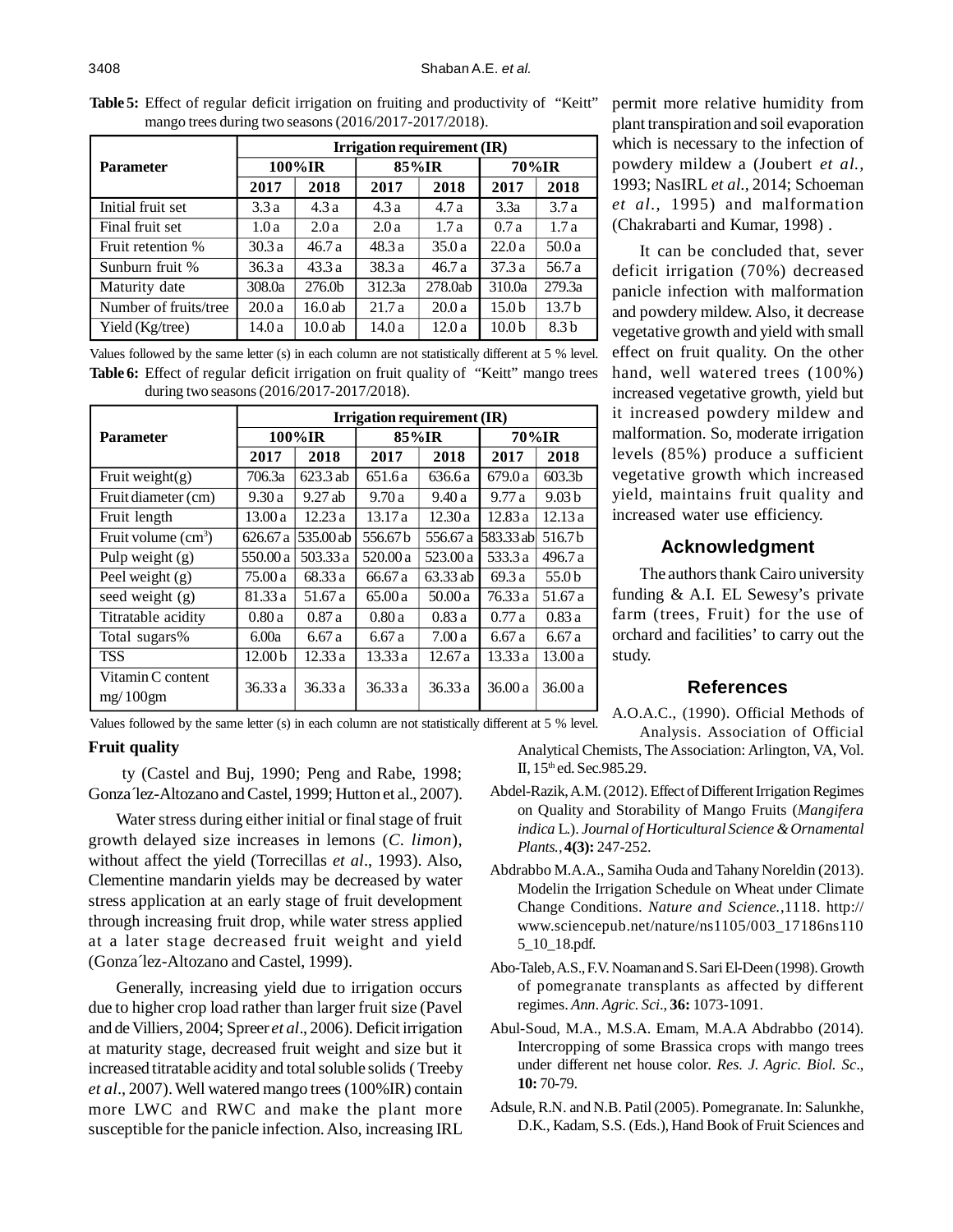**Table 5:** Effect of regular deficit irrigation on fruiting and productivity of "Keitt" mango trees during two seasons (2016/2017-2017/2018).

| Parameter | Irrigation requirement (IR) | | | | | |
|---|---|---|---|---|---|---|
| | 100%IR | | 85%IR | | 70%IR | |
| | 2017 | 2018 | 2017 | 2018 | 2017 | 2018 |
| Initial fruit set | 3.3 a | 4.3 a | 4.3 a | 4.7 a | 3.3a | 3.7 a |
| Final fruit set | 1.0 a | 2.0 a | 2.0 a | 1.7 a | 0.7 a | 1.7 a |
| Fruit retention % | 30.3 a | 46.7 a | 48.3 a | 35.0 a | 22.0 a | 50.0 a |
| Sunburn fruit % | 36.3 a | 43.3 a | 38.3 a | 46.7 a | 37.3 a | 56.7 a |
| Maturity date | 308.0a | 276.0b | 312.3a | 278.0ab | 310.0a | 279.3a |
| Number of fruits/tree | 20.0 a | 16.0 ab | 21.7 a | 20.0 a | 15.0 b | 13.7 b |
| Yield (Kg/tree) | 14.0 a | 10.0 ab | 14.0 a | 12.0 a | 10.0 b | 8.3 b |

Values followed by the same letter (s) in each column are not statistically different at 5 % level.

**Table 6:** Effect of regular deficit irrigation on fruit quality of "Keitt" mango trees during two seasons (2016/2017-2017/2018).

| Parameter | Irrigation requirement (IR) | | | | | |
|---|---|---|---|---|---|---|
| | 100%IR | | 85%IR | | 70%IR | |
| | 2017 | 2018 | 2017 | 2018 | 2017 | 2018 |
| Fruit weight(g) | 706.3a | 623.3 ab | 651.6 a | 636.6 a | 679.0 a | 603.3b |
| Fruit diameter (cm) | 9.30 a | 9.27 ab | 9.70 a | 9.40 a | 9.77 a | 9.03 b |
| Fruit length | 13.00 a | 12.23 a | 13.17 a | 12.30 a | 12.83 a | 12.13 a |
| Fruit volume ($cm^3$) | 626.67 a | 535.00 ab | 556.67 b | 556.67 a | 583.33 ab | 516.7 b |
| Pulp weight (g) | 550.00 a | 503.33 a | 520.00 a | 523.00 a | 533.3 a | 496.7 a |
| Peel weight (g) | 75.00 a | 68.33 a | 66.67 a | 63.33 ab | 69.3 a | 55.0 b |
| seed weight (g) | 81.33 a | 51.67 a | 65.00 a | 50.00 a | 76.33 a | 51.67 a |
| Titratable acidity | 0.80 a | 0.87 a | 0.80 a | 0.83 a | 0.77 a | 0.83 a |
| Total sugars% | 6.00a | 6.67 a | 6.67 a | 7.00 a | 6.67 a | 6.67 a |
| TSS | 12.00 b | 12.33 a | 13.33 a | 12.67 a | 13.33 a | 13.00 a |
| Vitamin C content mg/ 100gm | 36.33 a | 36.33 a | 36.33 a | 36.33 a | 36.00 a | 36.00 a |

Values followed by the same letter (s) in each column are not statistically different at 5 % level.

### Fruit quality

ty (Castel and Buj, 1990; Peng and Rabe, 1998; Gonza´lez-Altozano and Castel, 1999; Hutton et al., 2007).

Water stress during either initial or final stage of fruit growth delayed size increases in lemons (*C. limon*), without affect the yield (Torrecillas *et al*., 1993). Also, Clementine mandarin yields may be decreased by water stress application at an early stage of fruit development through increasing fruit drop, while water stress applied at a later stage decreased fruit weight and yield (Gonza´lez-Altozano and Castel, 1999).

Generally, increasing yield due to irrigation occurs due to higher crop load rather than larger fruit size (Pavel and de Villiers, 2004; Spreer *et al*., 2006). Deficit irrigation at maturity stage, decreased fruit weight and size but it increased titratable acidity and total soluble solids ( Treeby *et al*., 2007). Well watered mango trees (100%IR) contain more LWC and RWC and make the plant more susceptible for the panicle infection. Also, increasing IRL permit more relative humidity from plant transpiration and soil evaporation which is necessary to the infection of powdery mildew a (Joubert *et al.*, 1993; NasIRL *et al.,* 2014; Schoeman *et al.*, 1995) and malformation (Chakrabarti and Kumar, 1998) .

It can be concluded that, sever deficit irrigation (70%) decreased panicle infection with malformation and powdery mildew. Also, it decrease vegetative growth and yield with small effect on fruit quality. On the other hand, well watered trees (100%) increased vegetative growth, yield but it increased powdery mildew and malformation. So, moderate irrigation levels (85%) produce a sufficient vegetative growth which increased yield, maintains fruit quality and increased water use efficiency.

## Acknowledgment

The authors thank Cairo university funding & A.I. EL Sewesy's private farm (trees, Fruit) for the use of orchard and facilities' to carry out the study.

## References

A.O.A.C., (1990). Official Methods of Analysis. Association of Official Analytical Chemists, The Association: Arlington, VA, Vol. II, 15th ed. Sec.985.29.

Abdel-Razik, A.M. (2012). Effect of Different Irrigation Regimes on Quality and Storability of Mango Fruits (*Mangifera indica* L.). *Journal of Horticultural Science & Ornamental Plants.*, **4(3):** 247-252.

Abdrabbo M.A.A., Samiha Ouda and Tahany Noreldin (2013). Modelin the Irrigation Schedule on Wheat under Climate Change Conditions. *Nature and Science.*,1118. http://www.sciencepub.net/nature/ns1105/003_17186ns1105_10_18.pdf.

Abo-Taleb, A.S., F.V. Noaman and S. Sari El-Deen (1998). Growth of pomegranate transplants as affected by different regimes. *Ann. Agric. Sci*., **36:** 1073-1091.

Abul-Soud, M.A., M.S.A. Emam, M.A.A Abdrabbo (2014). Intercropping of some Brassica crops with mango trees under different net house color. *Res. J. Agric. Biol. Sc*., **10:** 70-79.

Adsule, R.N. and N.B. Patil (2005). Pomegranate. In: Salunkhe, D.K., Kadam, S.S. (Eds.), Hand Book of Fruit Sciences and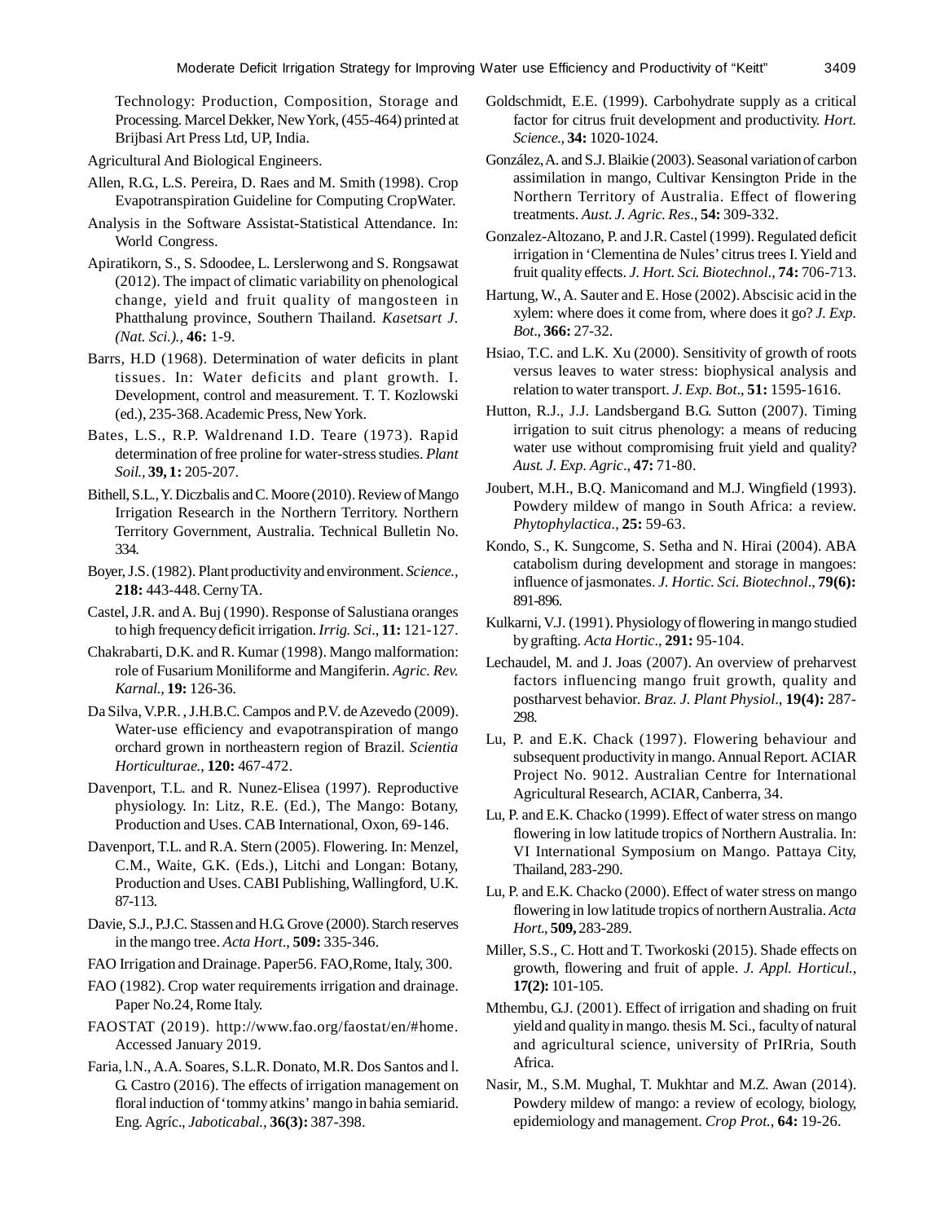Technology: Production, Composition, Storage and Processing. Marcel Dekker, New York, (455-464) printed at Brijbasi Art Press Ltd, UP, India.

Agricultural And Biological Engineers.

Allen, R.G., L.S. Pereira, D. Raes and M. Smith (1998). Crop Evapotranspiration Guideline for Computing CropWater.

Analysis in the Software Assistat-Statistical Attendance. In: World Congress.

Apiratikorn, S., S. Sdoodee, L. Lerslerwong and S. Rongsawat (2012). The impact of climatic variability on phenological change, yield and fruit quality of mangosteen in Phatthalung province, Southern Thailand. *Kasetsart J. (Nat. Sci.).*, **46:** 1-9.

Barrs, H.D (1968). Determination of water deficits in plant tissues. In: Water deficits and plant growth. I. Development, control and measurement. T. T. Kozlowski (ed.), 235-368. Academic Press, New York.

Bates, L.S., R.P. Waldrenand I.D. Teare (1973). Rapid determination of free proline for water-stress studies. *Plant Soil.*, **39, 1:** 205-207.

Bithell, S.L., Y. Diczbalis and C. Moore (2010). Review of Mango Irrigation Research in the Northern Territory. Northern Territory Government, Australia. Technical Bulletin No. 334.

Boyer, J.S. (1982). Plant productivity and environment. *Science.*, **218:** 443-448. Cerny TA.

Castel, J.R. and A. Buj (1990). Response of Salustiana oranges to high frequency deficit irrigation. *Irrig. Sci*., **11:** 121-127.

Chakrabarti, D.K. and R. Kumar (1998). Mango malformation: role of Fusarium Moniliforme and Mangiferin. *Agric. Rev. Karnal.*, **19:** 126-36.

Da Silva, V.P.R. , J.H.B.C. Campos and P.V. de Azevedo (2009). Water-use efficiency and evapotranspiration of mango orchard grown in northeastern region of Brazil. *Scientia Horticulturae.*, **120:** 467-472.

Davenport, T.L. and R. Nunez-Elisea (1997). Reproductive physiology. In: Litz, R.E. (Ed.), The Mango: Botany, Production and Uses. CAB International, Oxon, 69-146.

Davenport, T.L. and R.A. Stern (2005). Flowering. In: Menzel, C.M., Waite, G.K. (Eds.), Litchi and Longan: Botany, Production and Uses. CABI Publishing, Wallingford, U.K. 87-113.

Davie, S.J., P.J.C. Stassen and H.G. Grove (2000). Starch reserves in the mango tree. *Acta Hort*., **509:** 335-346.

FAO Irrigation and Drainage. Paper56. FAO,Rome, Italy, 300.

FAO (1982). Crop water requirements irrigation and drainage. Paper No.24, Rome Italy.

FAOSTAT (2019). http://www.fao.org/faostat/en/#home. Accessed January 2019.

Faria, l.N., A.A. Soares, S.L.R. Donato, M.R. Dos Santos and l. G. Castro (2016). The effects of irrigation management on floral induction of 'tommy atkins' mango in bahia semiarid. Eng. Agríc., *Jaboticabal.*, **36(3):** 387-398.

Goldschmidt, E.E. (1999). Carbohydrate supply as a critical factor for citrus fruit development and productivity. *Hort. Science.*, **34:** 1020-1024.

González, A. and S.J. Blaikie (2003). Seasonal variation of carbon assimilation in mango, Cultivar Kensington Pride in the Northern Territory of Australia. Effect of flowering treatments. *Aust. J. Agric. Res*., **54:** 309-332.

Gonzalez-Altozano, P. and J.R. Castel (1999). Regulated deficit irrigation in 'Clementina de Nules' citrus trees I. Yield and fruit quality effects. *J. Hort. Sci. Biotechnol.*, **74:** 706-713.

Hartung, W., A. Sauter and E. Hose (2002). Abscisic acid in the xylem: where does it come from, where does it go? *J. Exp. Bot*., **366:** 27-32.

Hsiao, T.C. and L.K. Xu (2000). Sensitivity of growth of roots versus leaves to water stress: biophysical analysis and relation to water transport. *J. Exp. Bot*., **51:** 1595-1616.

Hutton, R.J., J.J. Landsbergand B.G. Sutton (2007). Timing irrigation to suit citrus phenology: a means of reducing water use without compromising fruit yield and quality? *Aust. J. Exp. Agric*., **47:** 71-80.

Joubert, M.H., B.Q. Manicomand and M.J. Wingfield (1993). Powdery mildew of mango in South Africa: a review. *Phytophylactica.*, **25:** 59-63.

Kondo, S., K. Sungcome, S. Setha and N. Hirai (2004). ABA catabolism during development and storage in mangoes: influence of jasmonates. *J. Hortic. Sci. Biotechnol*., **79(6):** 891-896.

Kulkarni, V.J. (1991). Physiology of flowering in mango studied by grafting. *Acta Hortic*., **291:** 95-104.

Lechaudel, M. and J. Joas (2007). An overview of preharvest factors influencing mango fruit growth, quality and postharvest behavior. *Braz. J. Plant Physiol*., **19(4):** 287-298.

Lu, P. and E.K. Chack (1997). Flowering behaviour and subsequent productivity in mango. Annual Report. ACIAR Project No. 9012. Australian Centre for International Agricultural Research, ACIAR, Canberra, 34.

Lu, P. and E.K. Chacko (1999). Effect of water stress on mango flowering in low latitude tropics of Northern Australia. In: VI International Symposium on Mango. Pattaya City, Thailand, 283-290.

Lu, P. and E.K. Chacko (2000). Effect of water stress on mango flowering in low latitude tropics of northern Australia. *Acta Hort*., **509,** 283-289.

Miller, S.S., C. Hott and T. Tworkoski (2015). Shade effects on growth, flowering and fruit of apple. *J. Appl. Horticul.*, **17(2):** 101-105.

Mthembu, G.J. (2001). Effect of irrigation and shading on fruit yield and quality in mango. thesis M. Sci., faculty of natural and agricultural science, university of PrIRria, South Africa.

Nasir, M., S.M. Mughal, T. Mukhtar and M.Z. Awan (2014). Powdery mildew of mango: a review of ecology, biology, epidemiology and management. *Crop Prot.*, **64:** 19-26.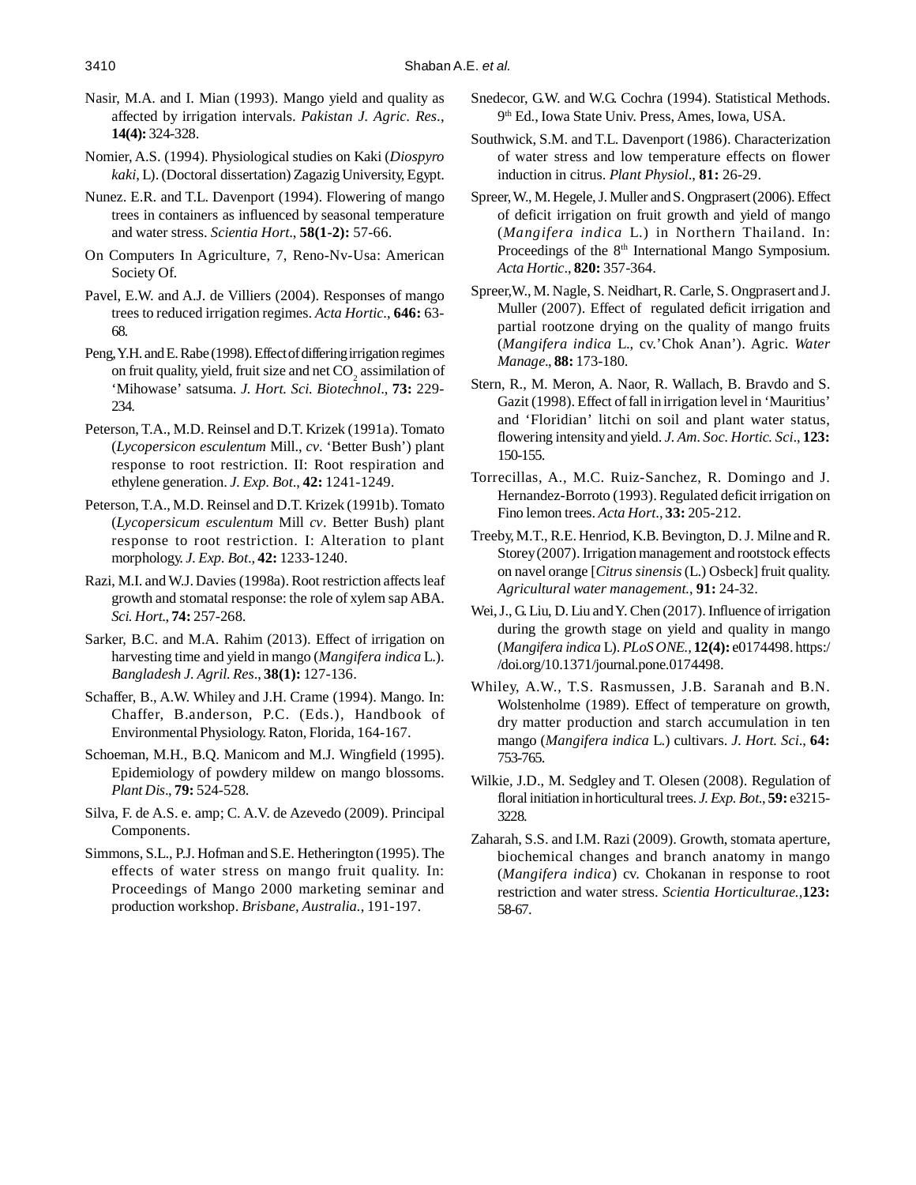Nasir, M.A. and I. Mian (1993). Mango yield and quality as affected by irrigation intervals. *Pakistan J. Agric. Res*., **14(4):** 324-328.

Nomier, A.S. (1994). Physiological studies on Kaki (*Diospyro kaki*, L). (Doctoral dissertation) Zagazig University, Egypt.

Nunez. E.R. and T.L. Davenport (1994). Flowering of mango trees in containers as influenced by seasonal temperature and water stress. *Scientia Hort*., **58(1-2):** 57-66.

On Computers In Agriculture, 7, Reno-Nv-Usa: American Society Of.

Pavel, E.W. and A.J. de Villiers (2004). Responses of mango trees to reduced irrigation regimes. *Acta Hortic*., **646:** 63-68.

Peng, Y.H. and E. Rabe (1998). Effect of differing irrigation regimes on fruit quality, yield, fruit size and net $CO_2$ assimilation of 'Mihowase' satsuma. *J. Hort. Sci. Biotechnol*., **73:** 229-234.

Peterson, T.A., M.D. Reinsel and D.T. Krizek (1991a). Tomato (*Lycopersicon esculentum* Mill., *cv*. 'Better Bush') plant response to root restriction. II: Root respiration and ethylene generation. *J. Exp. Bot*., **42:** 1241-1249.

Peterson, T.A., M.D. Reinsel and D.T. Krizek (1991b). Tomato (*Lycopersicum esculentum* Mill *cv*. Better Bush) plant response to root restriction. I: Alteration to plant morphology. *J. Exp. Bot*., **42:** 1233-1240.

Razi, M.I. and W.J. Davies (1998a). Root restriction affects leaf growth and stomatal response: the role of xylem sap ABA. *Sci. Hort*., **74:** 257-268.

Sarker, B.C. and M.A. Rahim (2013). Effect of irrigation on harvesting time and yield in mango (*Mangifera indica* L.). *Bangladesh J. Agril. Res*., **38(1):** 127-136.

Schaffer, B., A.W. Whiley and J.H. Crame (1994). Mango. In: Chaffer, B.anderson, P.C. (Eds.), Handbook of Environmental Physiology. Raton, Florida, 164-167.

Schoeman, M.H., B.Q. Manicom and M.J. Wingfield (1995). Epidemiology of powdery mildew on mango blossoms. *Plant Dis*., **79:** 524-528.

Silva, F. de A.S. e. amp; C. A.V. de Azevedo (2009). Principal Components.

Simmons, S.L., P.J. Hofman and S.E. Hetherington (1995). The effects of water stress on mango fruit quality. In: Proceedings of Mango 2000 marketing seminar and production workshop. *Brisbane, Australia.*, 191-197.

Snedecor, G.W. and W.G. Cochra (1994). Statistical Methods. 9th Ed., Iowa State Univ. Press, Ames, Iowa, USA.

Southwick, S.M. and T.L. Davenport (1986). Characterization of water stress and low temperature effects on flower induction in citrus. *Plant Physiol*., **81:** 26-29.

Spreer, W., M. Hegele, J. Muller and S. Ongprasert (2006). Effect of deficit irrigation on fruit growth and yield of mango (*Mangifera indica* L.) in Northern Thailand. In: Proceedings of the 8th International Mango Symposium. *Acta Hortic*., **820:** 357-364.

Spreer,W., M. Nagle, S. Neidhart, R. Carle, S. Ongprasert and J. Muller (2007). Effect of regulated deficit irrigation and partial rootzone drying on the quality of mango fruits (*Mangifera indica* L., cv.'Chok Anan'). Agric. *Water Manage*., **88:** 173-180.

Stern, R., M. Meron, A. Naor, R. Wallach, B. Bravdo and S. Gazit (1998). Effect of fall in irrigation level in 'Mauritius' and 'Floridian' litchi on soil and plant water status, flowering intensity and yield. *J. Am. Soc. Hortic. Sci*., **123:** 150-155.

Torrecillas, A., M.C. Ruiz-Sanchez, R. Domingo and J. Hernandez-Borroto (1993). Regulated deficit irrigation on Fino lemon trees. *Acta Hort*., **33:** 205-212.

Treeby, M.T., R.E. Henriod, K.B. Bevington, D. J. Milne and R. Storey (2007). Irrigation management and rootstock effects on navel orange [*Citrus sinensis* (L.) Osbeck] fruit quality. *Agricultural water management.*, **91:** 24-32.

Wei, J., G. Liu, D. Liu and Y. Chen (2017). Influence of irrigation during the growth stage on yield and quality in mango (*Mangifera indica* L). *PLoS ONE.*, **12(4):** e0174498. https://doi.org/10.1371/journal.pone.0174498.

Whiley, A.W., T.S. Rasmussen, J.B. Saranah and B.N. Wolstenholme (1989). Effect of temperature on growth, dry matter production and starch accumulation in ten mango (*Mangifera indica* L.) cultivars. *J. Hort. Sci*., **64:** 753-765.

Wilkie, J.D., M. Sedgley and T. Olesen (2008). Regulation of floral initiation in horticultural trees. *J. Exp. Bot*., **59:** e3215-3228.

Zaharah, S.S. and I.M. Razi (2009). Growth, stomata aperture, biochemical changes and branch anatomy in mango (*Mangifera indica*) cv. Chokanan in response to root restriction and water stress. *Scientia Horticulturae.*,**123:** 58-67.